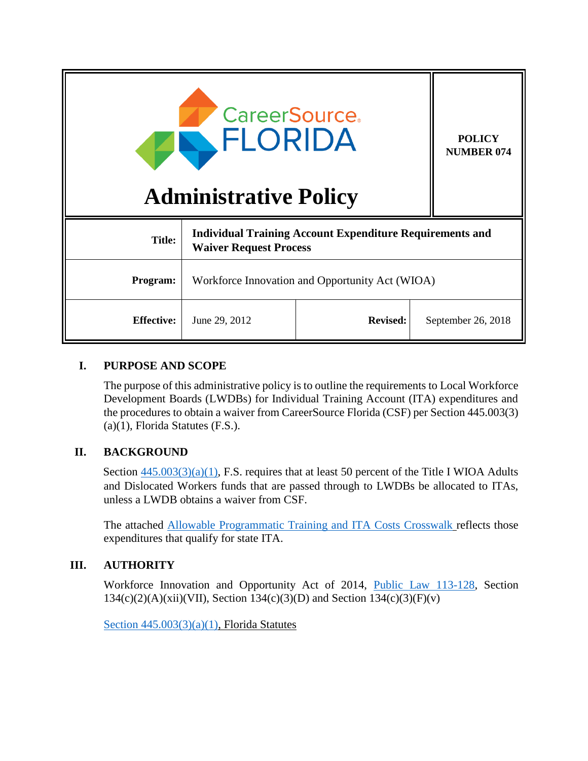CareerSource FLORIDA

# Administrative Policy

**POLICY NUMBER 074**

| | |
|---|---|
| **Title:** | **Individual Training Account Expenditure Requirements and Waiver Request Process** |
| **Program:** | Workforce Innovation and Opportunity Act (WIOA) |
| **Effective:** | June 29, 2012 |
| **Revised:** | September 26, 2018 |

## I. PURPOSE AND SCOPE

The purpose of this administrative policy is to outline the requirements to Local Workforce Development Boards (LWDBs) for Individual Training Account (ITA) expenditures and the procedures to obtain a waiver from CareerSource Florida (CSF) per Section 445.003(3)(a)(1), Florida Statutes (F.S.).

## II. BACKGROUND

Section 445.003(3)(a)(1), F.S. requires that at least 50 percent of the Title I WIOA Adults and Dislocated Workers funds that are passed through to LWDBs be allocated to ITAs, unless a LWDB obtains a waiver from CSF.

The attached Allowable Programmatic Training and ITA Costs Crosswalk reflects those expenditures that qualify for state ITA.

## III. AUTHORITY

Workforce Innovation and Opportunity Act of 2014, Public Law 113-128, Section 134(c)(2)(A)(xii)(VII), Section 134(c)(3)(D) and Section 134(c)(3)(F)(v)

Section 445.003(3)(a)(1), Florida Statutes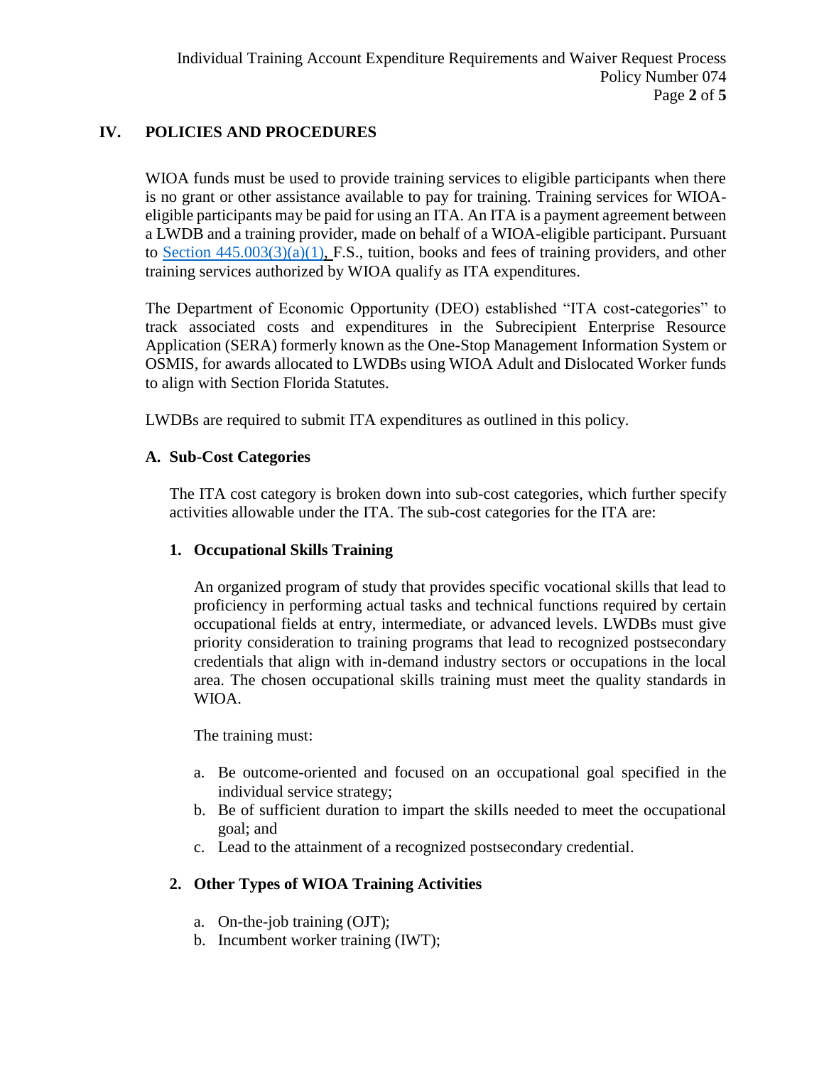## IV. POLICIES AND PROCEDURES

WIOA funds must be used to provide training services to eligible participants when there is no grant or other assistance available to pay for training. Training services for WIOA-eligible participants may be paid for using an ITA. An ITA is a payment agreement between a LWDB and a training provider, made on behalf of a WIOA-eligible participant. Pursuant to Section 445.003(3)(a)(1), F.S., tuition, books and fees of training providers, and other training services authorized by WIOA qualify as ITA expenditures.

The Department of Economic Opportunity (DEO) established "ITA cost-categories" to track associated costs and expenditures in the Subrecipient Enterprise Resource Application (SERA) formerly known as the One-Stop Management Information System or OSMIS, for awards allocated to LWDBs using WIOA Adult and Dislocated Worker funds to align with Section Florida Statutes.

LWDBs are required to submit ITA expenditures as outlined in this policy.

### A. Sub-Cost Categories

The ITA cost category is broken down into sub-cost categories, which further specify activities allowable under the ITA. The sub-cost categories for the ITA are:

#### 1. Occupational Skills Training

An organized program of study that provides specific vocational skills that lead to proficiency in performing actual tasks and technical functions required by certain occupational fields at entry, intermediate, or advanced levels. LWDBs must give priority consideration to training programs that lead to recognized postsecondary credentials that align with in-demand industry sectors or occupations in the local area. The chosen occupational skills training must meet the quality standards in WIOA.

The training must:

a. Be outcome-oriented and focused on an occupational goal specified in the individual service strategy;
b. Be of sufficient duration to impart the skills needed to meet the occupational goal; and
c. Lead to the attainment of a recognized postsecondary credential.

#### 2. Other Types of WIOA Training Activities

a. On-the-job training (OJT);
b. Incumbent worker training (IWT);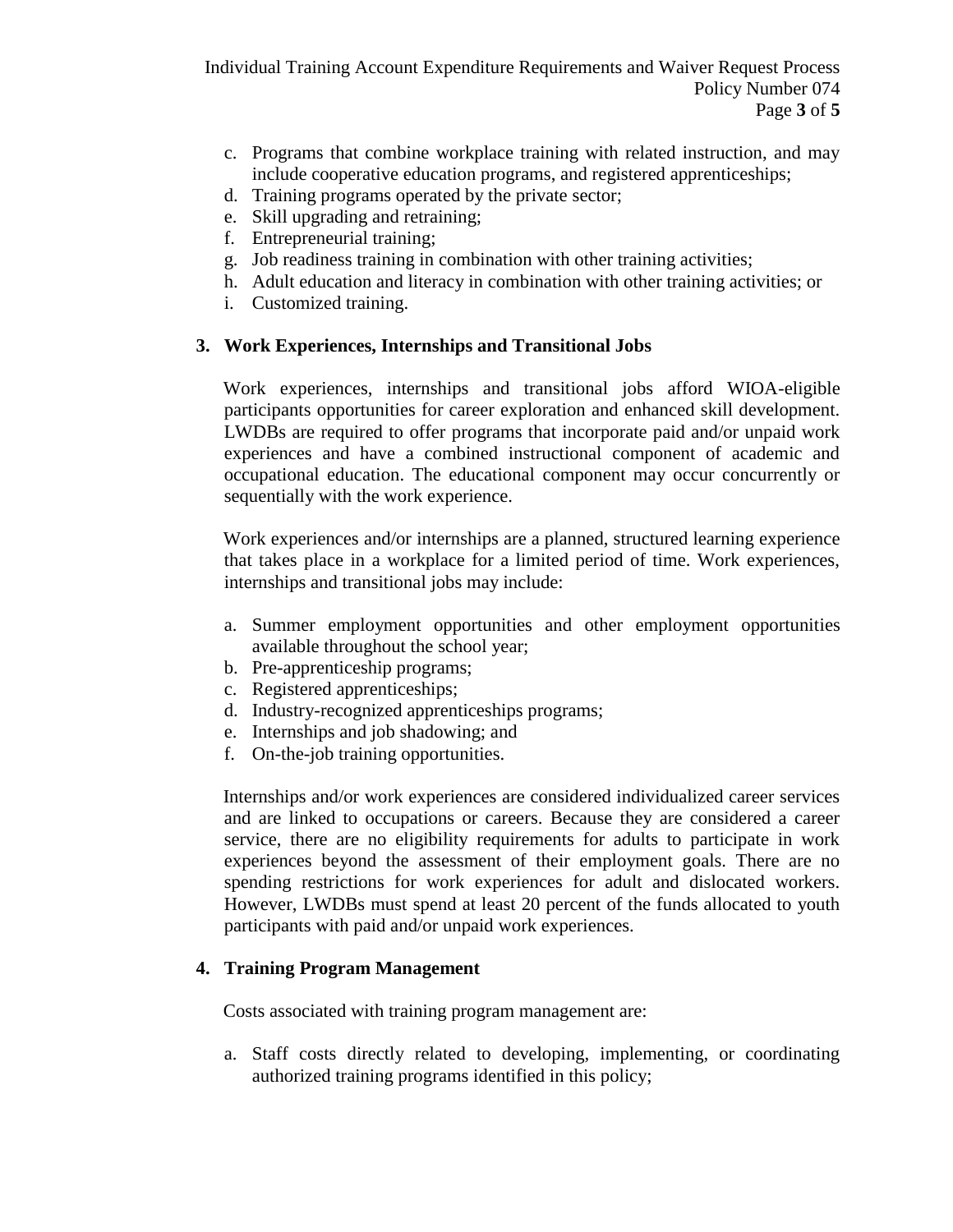c. Programs that combine workplace training with related instruction, and may include cooperative education programs, and registered apprenticeships;
d. Training programs operated by the private sector;
e. Skill upgrading and retraining;
f. Entrepreneurial training;
g. Job readiness training in combination with other training activities;
h. Adult education and literacy in combination with other training activities; or
i. Customized training.

**3. Work Experiences, Internships and Transitional Jobs**

Work experiences, internships and transitional jobs afford WIOA-eligible participants opportunities for career exploration and enhanced skill development. LWDBs are required to offer programs that incorporate paid and/or unpaid work experiences and have a combined instructional component of academic and occupational education. The educational component may occur concurrently or sequentially with the work experience.

Work experiences and/or internships are a planned, structured learning experience that takes place in a workplace for a limited period of time. Work experiences, internships and transitional jobs may include:

a. Summer employment opportunities and other employment opportunities available throughout the school year;
b. Pre-apprenticeship programs;
c. Registered apprenticeships;
d. Industry-recognized apprenticeships programs;
e. Internships and job shadowing; and
f. On-the-job training opportunities.

Internships and/or work experiences are considered individualized career services and are linked to occupations or careers. Because they are considered a career service, there are no eligibility requirements for adults to participate in work experiences beyond the assessment of their employment goals. There are no spending restrictions for work experiences for adult and dislocated workers. However, LWDBs must spend at least 20 percent of the funds allocated to youth participants with paid and/or unpaid work experiences.

**4. Training Program Management**

Costs associated with training program management are:

a. Staff costs directly related to developing, implementing, or coordinating authorized training programs identified in this policy;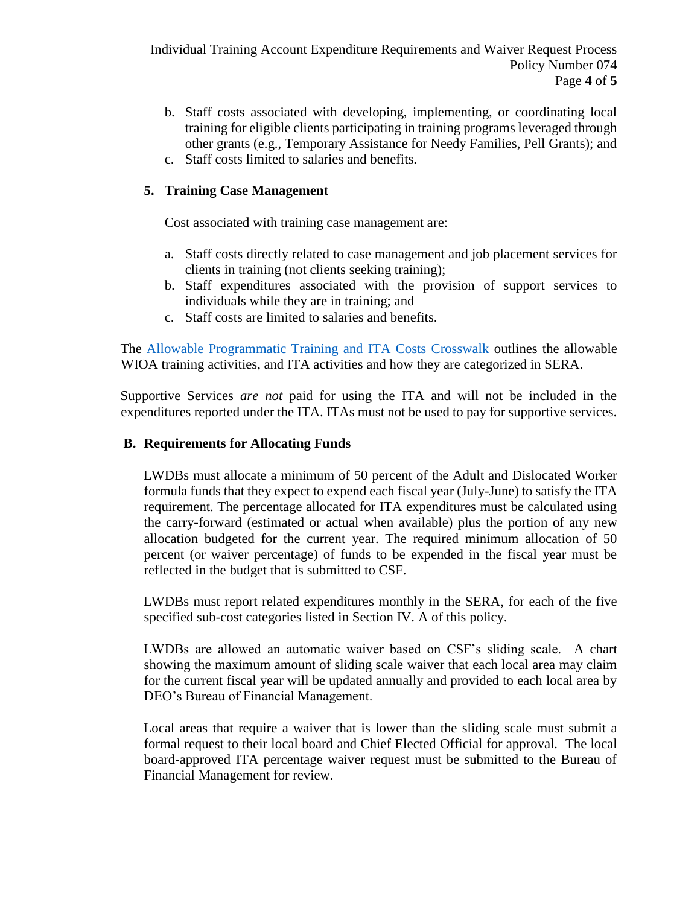b. Staff costs associated with developing, implementing, or coordinating local training for eligible clients participating in training programs leveraged through other grants (e.g., Temporary Assistance for Needy Families, Pell Grants); and
c. Staff costs limited to salaries and benefits.

**5. Training Case Management**

Cost associated with training case management are:

a. Staff costs directly related to case management and job placement services for clients in training (not clients seeking training);
b. Staff expenditures associated with the provision of support services to individuals while they are in training; and
c. Staff costs are limited to salaries and benefits.

The Allowable Programmatic Training and ITA Costs Crosswalk outlines the allowable WIOA training activities, and ITA activities and how they are categorized in SERA.

Supportive Services *are not* paid for using the ITA and will not be included in the expenditures reported under the ITA. ITAs must not be used to pay for supportive services.

## B. Requirements for Allocating Funds

LWDBs must allocate a minimum of 50 percent of the Adult and Dislocated Worker formula funds that they expect to expend each fiscal year (July-June) to satisfy the ITA requirement. The percentage allocated for ITA expenditures must be calculated using the carry-forward (estimated or actual when available) plus the portion of any new allocation budgeted for the current year. The required minimum allocation of 50 percent (or waiver percentage) of funds to be expended in the fiscal year must be reflected in the budget that is submitted to CSF.

LWDBs must report related expenditures monthly in the SERA, for each of the five specified sub-cost categories listed in Section IV. A of this policy.

LWDBs are allowed an automatic waiver based on CSF's sliding scale. A chart showing the maximum amount of sliding scale waiver that each local area may claim for the current fiscal year will be updated annually and provided to each local area by DEO's Bureau of Financial Management.

Local areas that require a waiver that is lower than the sliding scale must submit a formal request to their local board and Chief Elected Official for approval. The local board-approved ITA percentage waiver request must be submitted to the Bureau of Financial Management for review.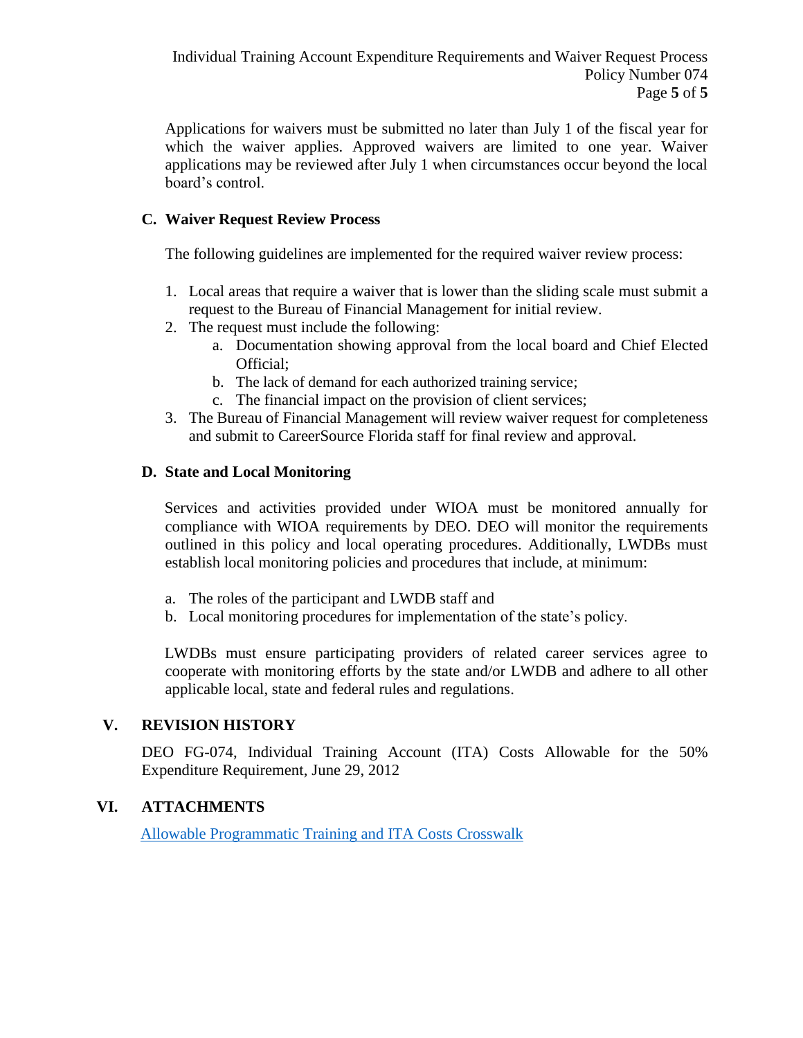Applications for waivers must be submitted no later than July 1 of the fiscal year for which the waiver applies. Approved waivers are limited to one year. Waiver applications may be reviewed after July 1 when circumstances occur beyond the local board's control.

### C. Waiver Request Review Process

The following guidelines are implemented for the required waiver review process:

1. Local areas that require a waiver that is lower than the sliding scale must submit a request to the Bureau of Financial Management for initial review.
2. The request must include the following:
    a. Documentation showing approval from the local board and Chief Elected Official;
    b. The lack of demand for each authorized training service;
    c. The financial impact on the provision of client services;
3. The Bureau of Financial Management will review waiver request for completeness and submit to CareerSource Florida staff for final review and approval.

### D. State and Local Monitoring

Services and activities provided under WIOA must be monitored annually for compliance with WIOA requirements by DEO. DEO will monitor the requirements outlined in this policy and local operating procedures. Additionally, LWDBs must establish local monitoring policies and procedures that include, at minimum:

a. The roles of the participant and LWDB staff and
b. Local monitoring procedures for implementation of the state's policy.

LWDBs must ensure participating providers of related career services agree to cooperate with monitoring efforts by the state and/or LWDB and adhere to all other applicable local, state and federal rules and regulations.

## V. REVISION HISTORY

DEO FG-074, Individual Training Account (ITA) Costs Allowable for the 50% Expenditure Requirement, June 29, 2012

## VI. ATTACHMENTS

Allowable Programmatic Training and ITA Costs Crosswalk